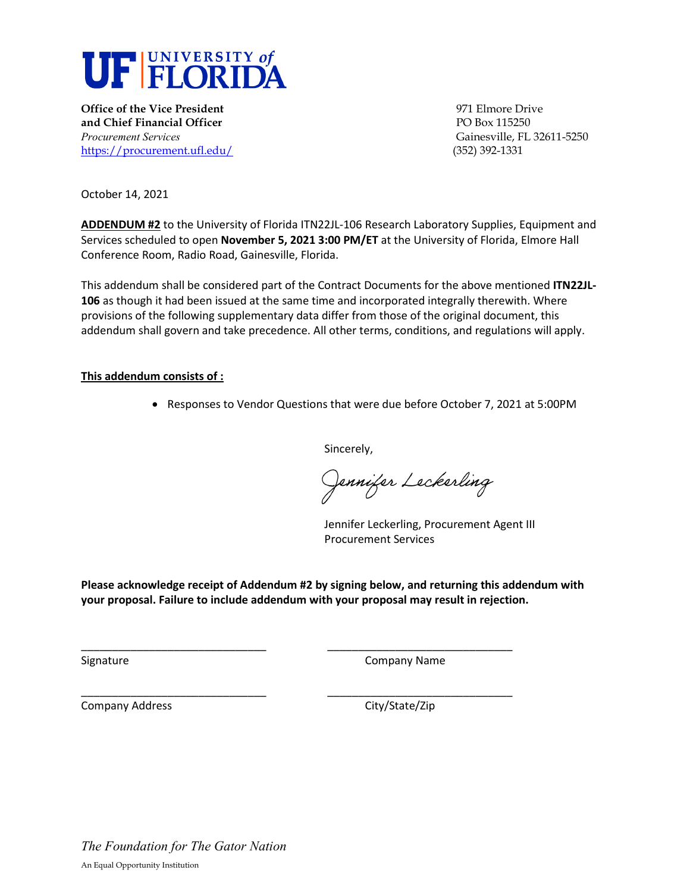UF | UNIVERSITY of FLORIDA

**Office of the Vice President**
**and Chief Financial Officer**
*Procurement Services*
https://procurement.ufl.edu/

971 Elmore Drive
PO Box 115250
Gainesville, FL 32611-5250
(352) 392-1331

October 14, 2021

**ADDENDUM #2** to the University of Florida ITN22JL-106 Research Laboratory Supplies, Equipment and Services scheduled to open **November 5, 2021 3:00 PM/ET** at the University of Florida, Elmore Hall Conference Room, Radio Road, Gainesville, Florida.

This addendum shall be considered part of the Contract Documents for the above mentioned **ITN22JL-106** as though it had been issued at the same time and incorporated integrally therewith. Where provisions of the following supplementary data differ from those of the original document, this addendum shall govern and take precedence. All other terms, conditions, and regulations will apply.

**This addendum consists of :**

- Responses to Vendor Questions that were due before October 7, 2021 at 5:00PM

Sincerely,

*Jennifer Leckerling*

Jennifer Leckerling, Procurement Agent III
Procurement Services

**Please acknowledge receipt of Addendum #2 by signing below, and returning this addendum with your proposal. Failure to include addendum with your proposal may result in rejection.**

_______________________________ _______________________________
Signature Company Name

_______________________________ _______________________________
Company Address City/State/Zip

*The Foundation for The Gator Nation*

An Equal Opportunity Institution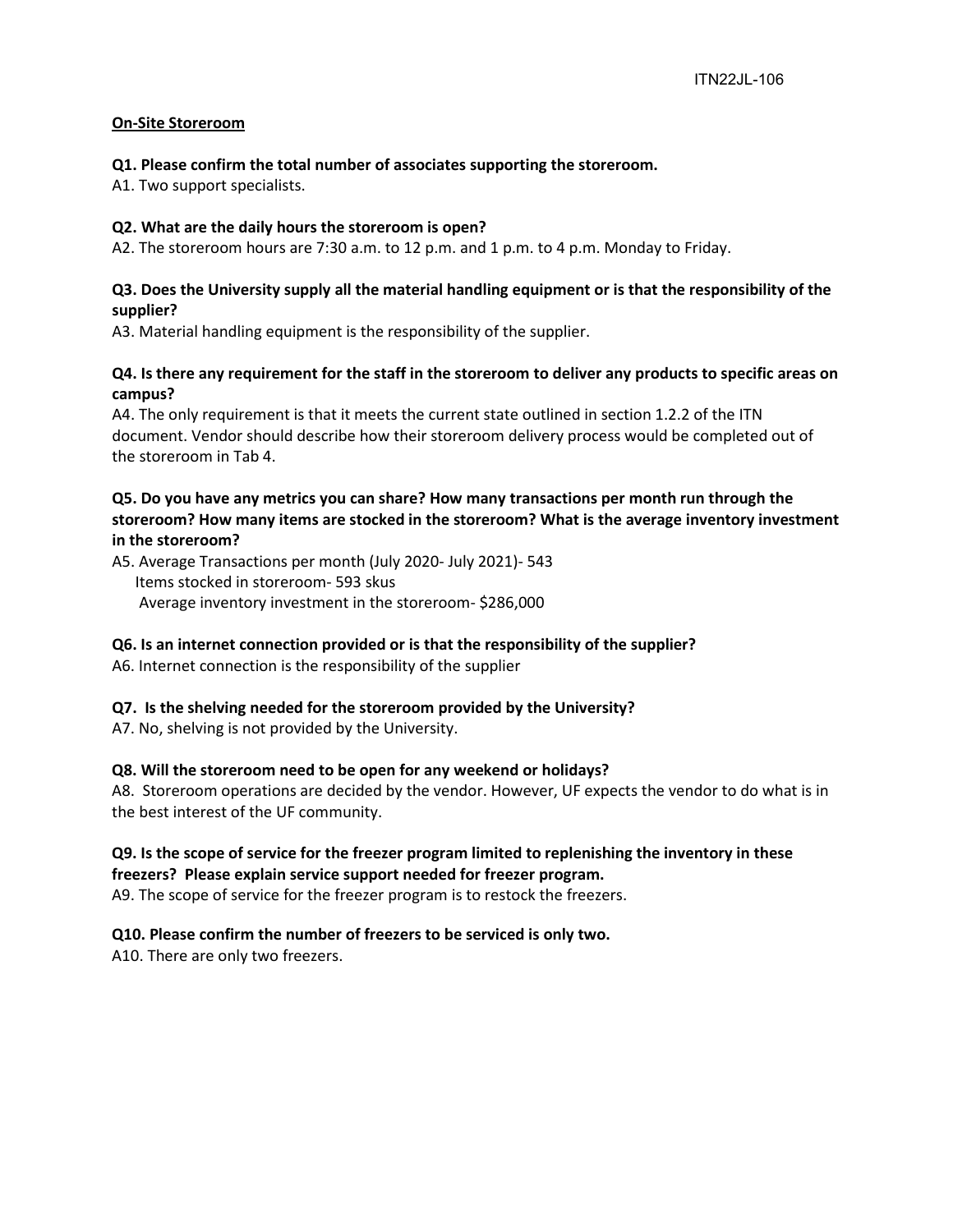## On-Site Storeroom

**Q1. Please confirm the total number of associates supporting the storeroom.**
A1. Two support specialists.

**Q2. What are the daily hours the storeroom is open?**
A2. The storeroom hours are 7:30 a.m. to 12 p.m. and 1 p.m. to 4 p.m. Monday to Friday.

**Q3. Does the University supply all the material handling equipment or is that the responsibility of the supplier?**
A3. Material handling equipment is the responsibility of the supplier.

**Q4. Is there any requirement for the staff in the storeroom to deliver any products to specific areas on campus?**
A4. The only requirement is that it meets the current state outlined in section 1.2.2 of the ITN document. Vendor should describe how their storeroom delivery process would be completed out of the storeroom in Tab 4.

**Q5. Do you have any metrics you can share? How many transactions per month run through the storeroom? How many items are stocked in the storeroom? What is the average inventory investment in the storeroom?**
A5. Average Transactions per month (July 2020- July 2021)- 543
Items stocked in storeroom- 593 skus
Average inventory investment in the storeroom- $286,000

**Q6. Is an internet connection provided or is that the responsibility of the supplier?**
A6. Internet connection is the responsibility of the supplier

**Q7. Is the shelving needed for the storeroom provided by the University?**
A7. No, shelving is not provided by the University.

**Q8. Will the storeroom need to be open for any weekend or holidays?**
A8. Storeroom operations are decided by the vendor. However, UF expects the vendor to do what is in the best interest of the UF community.

**Q9. Is the scope of service for the freezer program limited to replenishing the inventory in these freezers? Please explain service support needed for freezer program.**
A9. The scope of service for the freezer program is to restock the freezers.

**Q10. Please confirm the number of freezers to be serviced is only two.**
A10. There are only two freezers.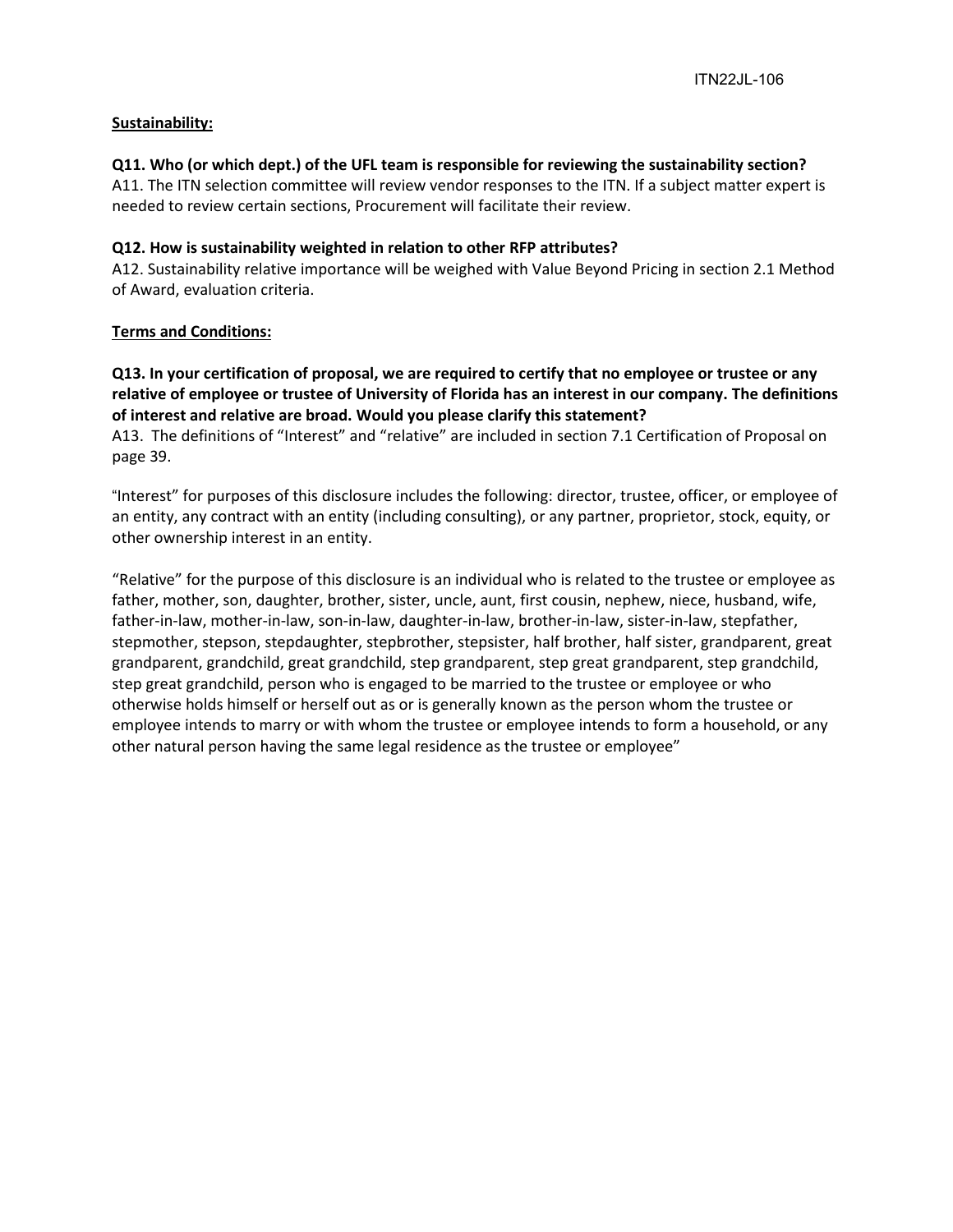**Sustainability:**

**Q11. Who (or which dept.) of the UFL team is responsible for reviewing the sustainability section?**
A11. The ITN selection committee will review vendor responses to the ITN. If a subject matter expert is needed to review certain sections, Procurement will facilitate their review.

**Q12. How is sustainability weighted in relation to other RFP attributes?**
A12. Sustainability relative importance will be weighed with Value Beyond Pricing in section 2.1 Method of Award, evaluation criteria.

**Terms and Conditions:**

**Q13. In your certification of proposal, we are required to certify that no employee or trustee or any relative of employee or trustee of University of Florida has an interest in our company. The definitions of interest and relative are broad. Would you please clarify this statement?**
A13. The definitions of "Interest" and "relative" are included in section 7.1 Certification of Proposal on page 39.

"Interest" for purposes of this disclosure includes the following: director, trustee, officer, or employee of an entity, any contract with an entity (including consulting), or any partner, proprietor, stock, equity, or other ownership interest in an entity.

"Relative" for the purpose of this disclosure is an individual who is related to the trustee or employee as father, mother, son, daughter, brother, sister, uncle, aunt, first cousin, nephew, niece, husband, wife, father-in-law, mother-in-law, son-in-law, daughter-in-law, brother-in-law, sister-in-law, stepfather, stepmother, stepson, stepdaughter, stepbrother, stepsister, half brother, half sister, grandparent, great grandparent, grandchild, great grandchild, step grandparent, step great grandparent, step grandchild, step great grandchild, person who is engaged to be married to the trustee or employee or who otherwise holds himself or herself out as or is generally known as the person whom the trustee or employee intends to marry or with whom the trustee or employee intends to form a household, or any other natural person having the same legal residence as the trustee or employee"